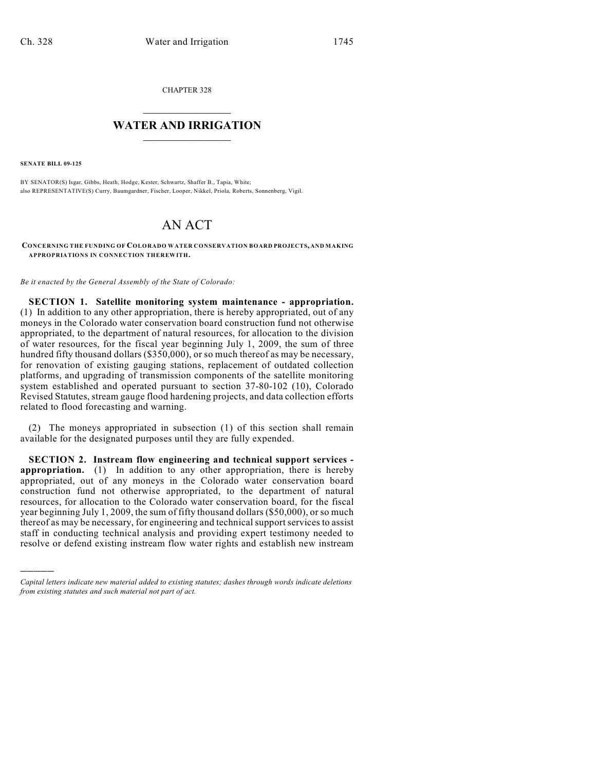CHAPTER 328

# WATER AND IRRIGATION

**SENATE BILL 09-125**

BY SENATOR(S) Isgar, Gibbs, Heath, Hodge, Kester, Schwartz, Shaffer B., Tapia, White;
also REPRESENTATIVE(S) Curry, Baumgardner, Fischer, Looper, Nikkel, Priola, Roberts, Sonnenberg, Vigil.

# AN ACT

**CONCERNING THE FUNDING OF COLORADO WATER CONSERVATION BOARD PROJECTS, AND MAKING APPROPRIATIONS IN CONNECTION THEREWITH.**

*Be it enacted by the General Assembly of the State of Colorado:*

**SECTION 1. Satellite monitoring system maintenance - appropriation.** (1) In addition to any other appropriation, there is hereby appropriated, out of any moneys in the Colorado water conservation board construction fund not otherwise appropriated, to the department of natural resources, for allocation to the division of water resources, for the fiscal year beginning July 1, 2009, the sum of three hundred fifty thousand dollars ($350,000), or so much thereof as may be necessary, for renovation of existing gauging stations, replacement of outdated collection platforms, and upgrading of transmission components of the satellite monitoring system established and operated pursuant to section 37-80-102 (10), Colorado Revised Statutes, stream gauge flood hardening projects, and data collection efforts related to flood forecasting and warning.

(2) The moneys appropriated in subsection (1) of this section shall remain available for the designated purposes until they are fully expended.

**SECTION 2. Instream flow engineering and technical support services - appropriation.** (1) In addition to any other appropriation, there is hereby appropriated, out of any moneys in the Colorado water conservation board construction fund not otherwise appropriated, to the department of natural resources, for allocation to the Colorado water conservation board, for the fiscal year beginning July 1, 2009, the sum of fifty thousand dollars ($50,000), or so much thereof as may be necessary, for engineering and technical support services to assist staff in conducting technical analysis and providing expert testimony needed to resolve or defend existing instream flow water rights and establish new instream

---

*Capital letters indicate new material added to existing statutes; dashes through words indicate deletions from existing statutes and such material not part of act.*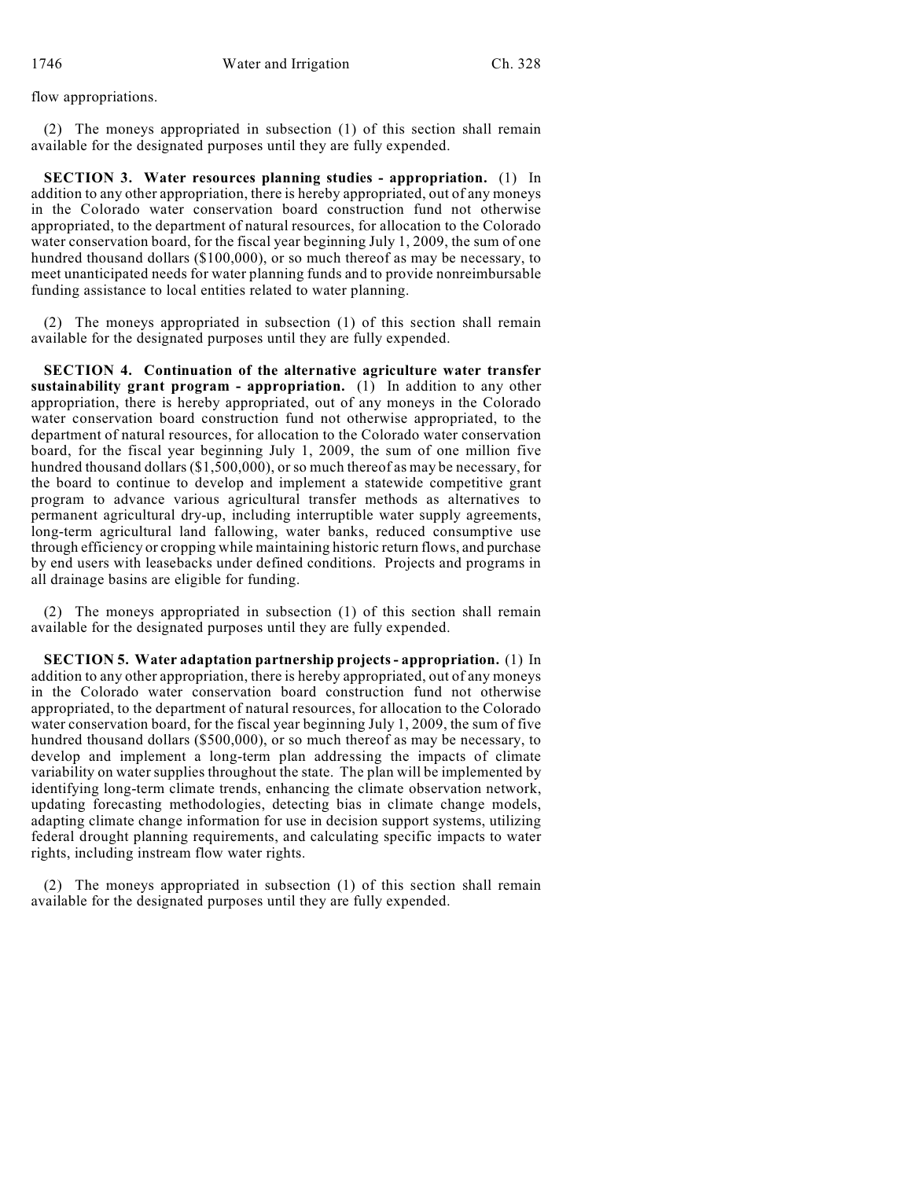flow appropriations.

(2) The moneys appropriated in subsection (1) of this section shall remain available for the designated purposes until they are fully expended.

**SECTION 3. Water resources planning studies - appropriation.** (1) In addition to any other appropriation, there is hereby appropriated, out of any moneys in the Colorado water conservation board construction fund not otherwise appropriated, to the department of natural resources, for allocation to the Colorado water conservation board, for the fiscal year beginning July 1, 2009, the sum of one hundred thousand dollars ($100,000), or so much thereof as may be necessary, to meet unanticipated needs for water planning funds and to provide nonreimbursable funding assistance to local entities related to water planning.

(2) The moneys appropriated in subsection (1) of this section shall remain available for the designated purposes until they are fully expended.

**SECTION 4. Continuation of the alternative agriculture water transfer sustainability grant program - appropriation.** (1) In addition to any other appropriation, there is hereby appropriated, out of any moneys in the Colorado water conservation board construction fund not otherwise appropriated, to the department of natural resources, for allocation to the Colorado water conservation board, for the fiscal year beginning July 1, 2009, the sum of one million five hundred thousand dollars ($1,500,000), or so much thereof as may be necessary, for the board to continue to develop and implement a statewide competitive grant program to advance various agricultural transfer methods as alternatives to permanent agricultural dry-up, including interruptible water supply agreements, long-term agricultural land fallowing, water banks, reduced consumptive use through efficiency or cropping while maintaining historic return flows, and purchase by end users with leasebacks under defined conditions. Projects and programs in all drainage basins are eligible for funding.

(2) The moneys appropriated in subsection (1) of this section shall remain available for the designated purposes until they are fully expended.

**SECTION 5. Water adaptation partnership projects - appropriation.** (1) In addition to any other appropriation, there is hereby appropriated, out of any moneys in the Colorado water conservation board construction fund not otherwise appropriated, to the department of natural resources, for allocation to the Colorado water conservation board, for the fiscal year beginning July 1, 2009, the sum of five hundred thousand dollars ($500,000), or so much thereof as may be necessary, to develop and implement a long-term plan addressing the impacts of climate variability on water supplies throughout the state. The plan will be implemented by identifying long-term climate trends, enhancing the climate observation network, updating forecasting methodologies, detecting bias in climate change models, adapting climate change information for use in decision support systems, utilizing federal drought planning requirements, and calculating specific impacts to water rights, including instream flow water rights.

(2) The moneys appropriated in subsection (1) of this section shall remain available for the designated purposes until they are fully expended.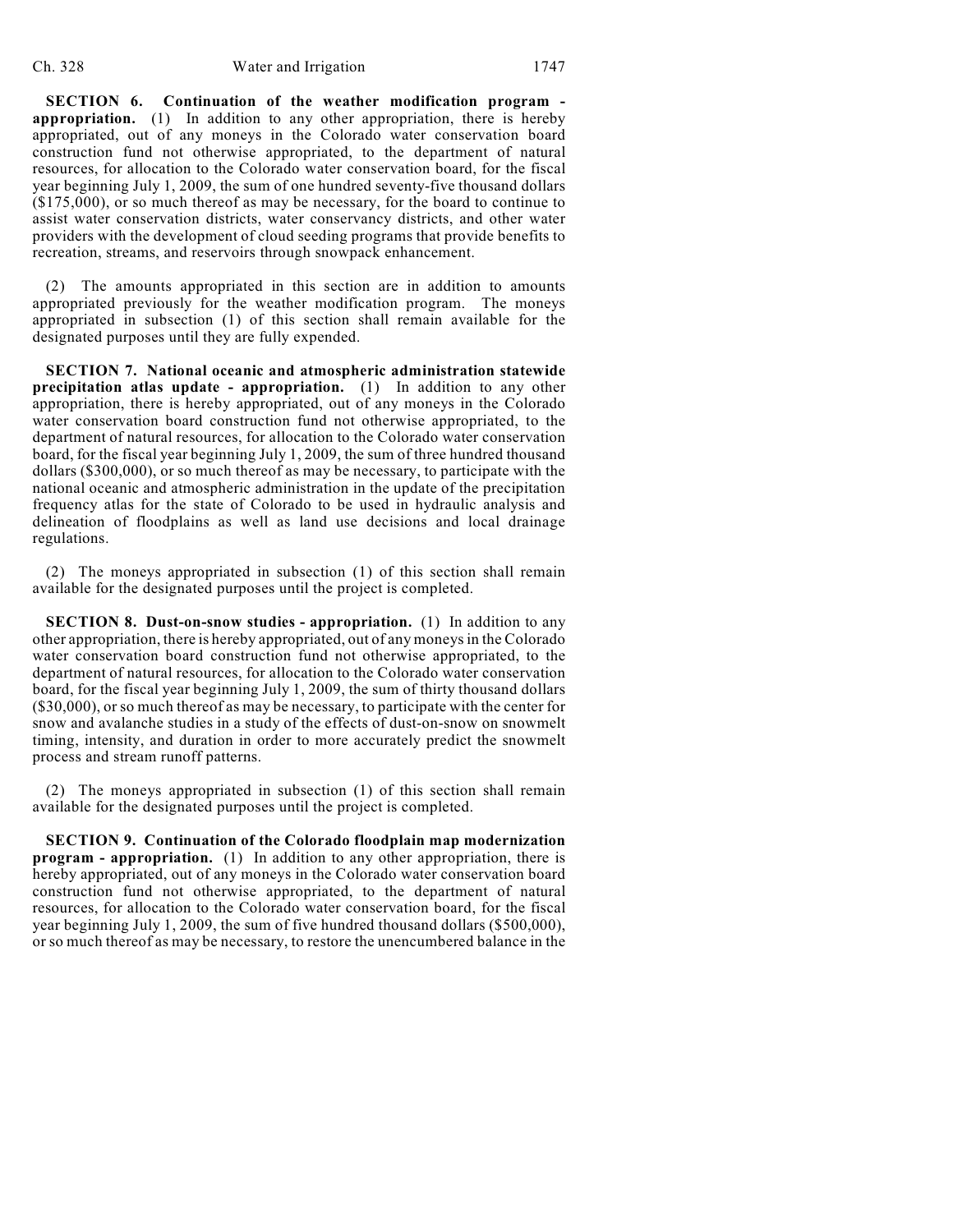**SECTION 6. Continuation of the weather modification program - appropriation.** (1) In addition to any other appropriation, there is hereby appropriated, out of any moneys in the Colorado water conservation board construction fund not otherwise appropriated, to the department of natural resources, for allocation to the Colorado water conservation board, for the fiscal year beginning July 1, 2009, the sum of one hundred seventy-five thousand dollars ($175,000), or so much thereof as may be necessary, for the board to continue to assist water conservation districts, water conservancy districts, and other water providers with the development of cloud seeding programs that provide benefits to recreation, streams, and reservoirs through snowpack enhancement.

(2) The amounts appropriated in this section are in addition to amounts appropriated previously for the weather modification program. The moneys appropriated in subsection (1) of this section shall remain available for the designated purposes until they are fully expended.

**SECTION 7. National oceanic and atmospheric administration statewide precipitation atlas update - appropriation.** (1) In addition to any other appropriation, there is hereby appropriated, out of any moneys in the Colorado water conservation board construction fund not otherwise appropriated, to the department of natural resources, for allocation to the Colorado water conservation board, for the fiscal year beginning July 1, 2009, the sum of three hundred thousand dollars ($300,000), or so much thereof as may be necessary, to participate with the national oceanic and atmospheric administration in the update of the precipitation frequency atlas for the state of Colorado to be used in hydraulic analysis and delineation of floodplains as well as land use decisions and local drainage regulations.

(2) The moneys appropriated in subsection (1) of this section shall remain available for the designated purposes until the project is completed.

**SECTION 8. Dust-on-snow studies - appropriation.** (1) In addition to any other appropriation, there is hereby appropriated, out of any moneys in the Colorado water conservation board construction fund not otherwise appropriated, to the department of natural resources, for allocation to the Colorado water conservation board, for the fiscal year beginning July 1, 2009, the sum of thirty thousand dollars ($30,000), or so much thereof as may be necessary, to participate with the center for snow and avalanche studies in a study of the effects of dust-on-snow on snowmelt timing, intensity, and duration in order to more accurately predict the snowmelt process and stream runoff patterns.

(2) The moneys appropriated in subsection (1) of this section shall remain available for the designated purposes until the project is completed.

**SECTION 9. Continuation of the Colorado floodplain map modernization program - appropriation.** (1) In addition to any other appropriation, there is hereby appropriated, out of any moneys in the Colorado water conservation board construction fund not otherwise appropriated, to the department of natural resources, for allocation to the Colorado water conservation board, for the fiscal year beginning July 1, 2009, the sum of five hundred thousand dollars ($500,000), or so much thereof as may be necessary, to restore the unencumbered balance in the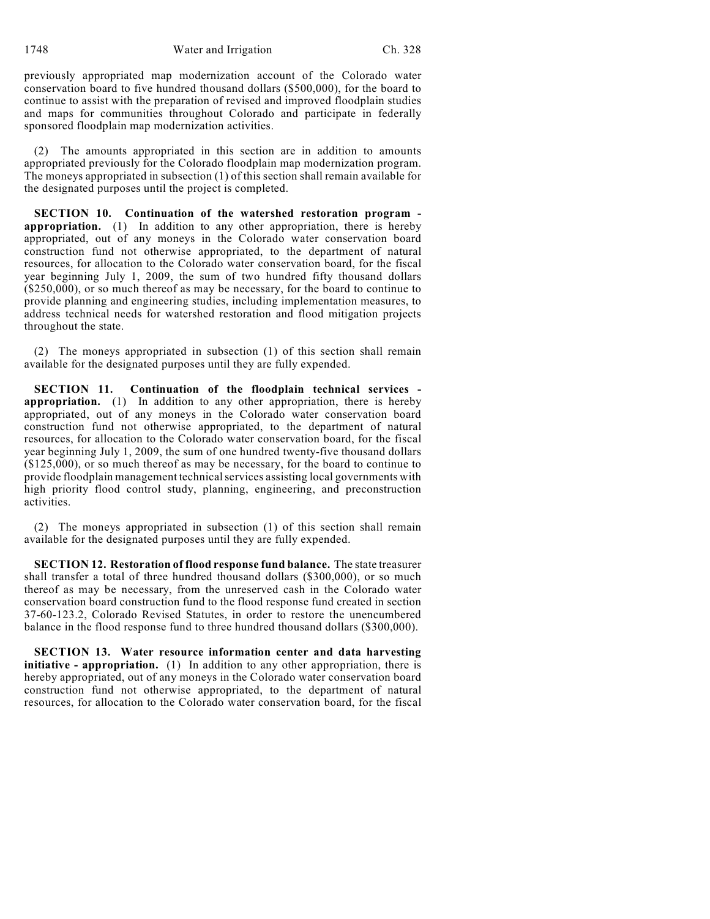previously appropriated map modernization account of the Colorado water conservation board to five hundred thousand dollars ($500,000), for the board to continue to assist with the preparation of revised and improved floodplain studies and maps for communities throughout Colorado and participate in federally sponsored floodplain map modernization activities.

(2) The amounts appropriated in this section are in addition to amounts appropriated previously for the Colorado floodplain map modernization program. The moneys appropriated in subsection (1) of this section shall remain available for the designated purposes until the project is completed.

**SECTION 10. Continuation of the watershed restoration program - appropriation.** (1) In addition to any other appropriation, there is hereby appropriated, out of any moneys in the Colorado water conservation board construction fund not otherwise appropriated, to the department of natural resources, for allocation to the Colorado water conservation board, for the fiscal year beginning July 1, 2009, the sum of two hundred fifty thousand dollars ($250,000), or so much thereof as may be necessary, for the board to continue to provide planning and engineering studies, including implementation measures, to address technical needs for watershed restoration and flood mitigation projects throughout the state.

(2) The moneys appropriated in subsection (1) of this section shall remain available for the designated purposes until they are fully expended.

**SECTION 11. Continuation of the floodplain technical services - appropriation.** (1) In addition to any other appropriation, there is hereby appropriated, out of any moneys in the Colorado water conservation board construction fund not otherwise appropriated, to the department of natural resources, for allocation to the Colorado water conservation board, for the fiscal year beginning July 1, 2009, the sum of one hundred twenty-five thousand dollars ($125,000), or so much thereof as may be necessary, for the board to continue to provide floodplain management technical services assisting local governments with high priority flood control study, planning, engineering, and preconstruction activities.

(2) The moneys appropriated in subsection (1) of this section shall remain available for the designated purposes until they are fully expended.

**SECTION 12. Restoration of flood response fund balance.** The state treasurer shall transfer a total of three hundred thousand dollars ($300,000), or so much thereof as may be necessary, from the unreserved cash in the Colorado water conservation board construction fund to the flood response fund created in section 37-60-123.2, Colorado Revised Statutes, in order to restore the unencumbered balance in the flood response fund to three hundred thousand dollars ($300,000).

**SECTION 13. Water resource information center and data harvesting initiative - appropriation.** (1) In addition to any other appropriation, there is hereby appropriated, out of any moneys in the Colorado water conservation board construction fund not otherwise appropriated, to the department of natural resources, for allocation to the Colorado water conservation board, for the fiscal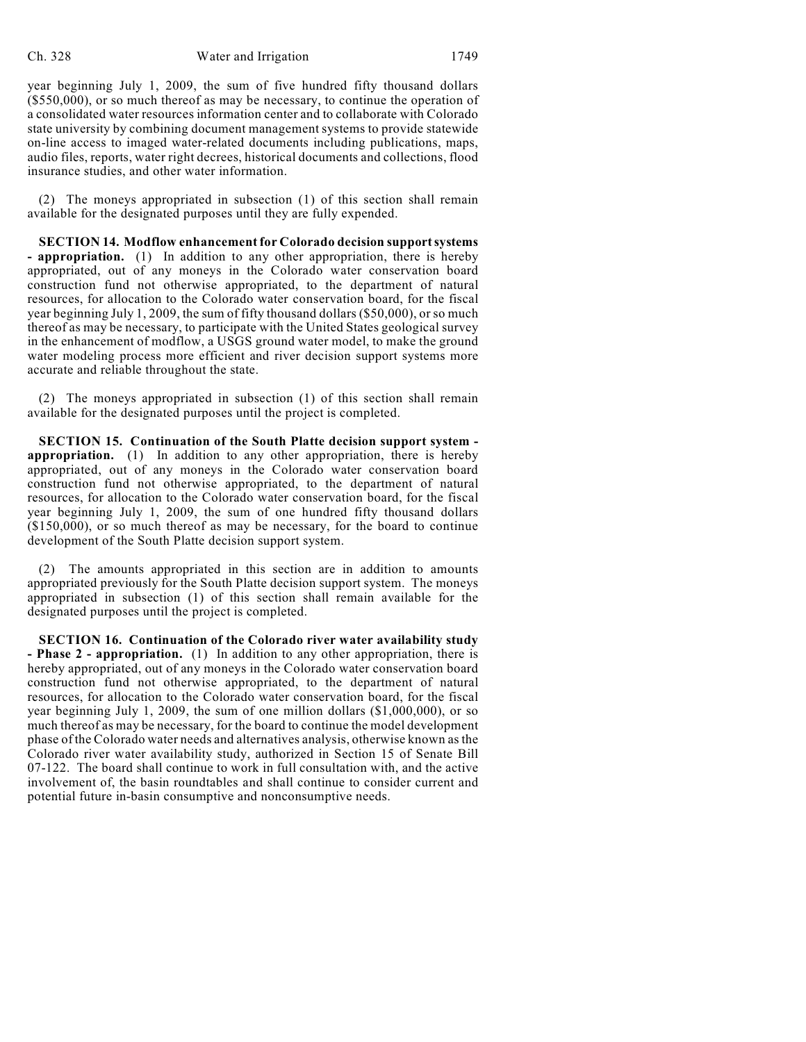year beginning July 1, 2009, the sum of five hundred fifty thousand dollars ($550,000), or so much thereof as may be necessary, to continue the operation of a consolidated water resources information center and to collaborate with Colorado state university by combining document management systems to provide statewide on-line access to imaged water-related documents including publications, maps, audio files, reports, water right decrees, historical documents and collections, flood insurance studies, and other water information.

(2) The moneys appropriated in subsection (1) of this section shall remain available for the designated purposes until they are fully expended.

**SECTION 14. Modflow enhancement for Colorado decision support systems - appropriation.** (1) In addition to any other appropriation, there is hereby appropriated, out of any moneys in the Colorado water conservation board construction fund not otherwise appropriated, to the department of natural resources, for allocation to the Colorado water conservation board, for the fiscal year beginning July 1, 2009, the sum of fifty thousand dollars ($50,000), or so much thereof as may be necessary, to participate with the United States geological survey in the enhancement of modflow, a USGS ground water model, to make the ground water modeling process more efficient and river decision support systems more accurate and reliable throughout the state.

(2) The moneys appropriated in subsection (1) of this section shall remain available for the designated purposes until the project is completed.

**SECTION 15. Continuation of the South Platte decision support system - appropriation.** (1) In addition to any other appropriation, there is hereby appropriated, out of any moneys in the Colorado water conservation board construction fund not otherwise appropriated, to the department of natural resources, for allocation to the Colorado water conservation board, for the fiscal year beginning July 1, 2009, the sum of one hundred fifty thousand dollars ($150,000), or so much thereof as may be necessary, for the board to continue development of the South Platte decision support system.

(2) The amounts appropriated in this section are in addition to amounts appropriated previously for the South Platte decision support system. The moneys appropriated in subsection (1) of this section shall remain available for the designated purposes until the project is completed.

**SECTION 16. Continuation of the Colorado river water availability study - Phase 2 - appropriation.** (1) In addition to any other appropriation, there is hereby appropriated, out of any moneys in the Colorado water conservation board construction fund not otherwise appropriated, to the department of natural resources, for allocation to the Colorado water conservation board, for the fiscal year beginning July 1, 2009, the sum of one million dollars ($1,000,000), or so much thereof as may be necessary, for the board to continue the model development phase of the Colorado water needs and alternatives analysis, otherwise known as the Colorado river water availability study, authorized in Section 15 of Senate Bill 07-122. The board shall continue to work in full consultation with, and the active involvement of, the basin roundtables and shall continue to consider current and potential future in-basin consumptive and nonconsumptive needs.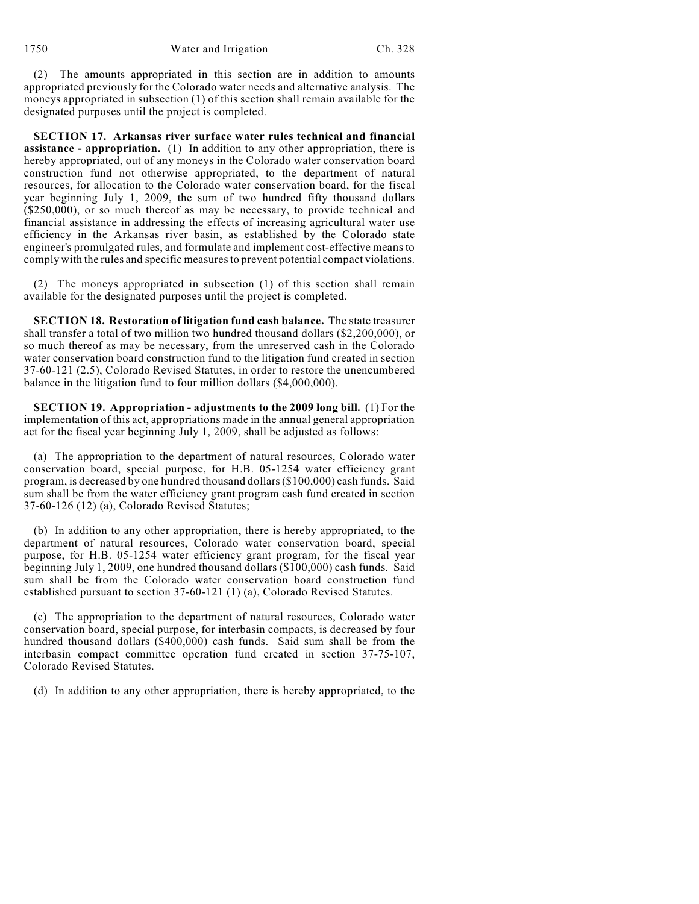(2) The amounts appropriated in this section are in addition to amounts appropriated previously for the Colorado water needs and alternative analysis. The moneys appropriated in subsection (1) of this section shall remain available for the designated purposes until the project is completed.

**SECTION 17. Arkansas river surface water rules technical and financial assistance - appropriation.** (1) In addition to any other appropriation, there is hereby appropriated, out of any moneys in the Colorado water conservation board construction fund not otherwise appropriated, to the department of natural resources, for allocation to the Colorado water conservation board, for the fiscal year beginning July 1, 2009, the sum of two hundred fifty thousand dollars ($250,000), or so much thereof as may be necessary, to provide technical and financial assistance in addressing the effects of increasing agricultural water use efficiency in the Arkansas river basin, as established by the Colorado state engineer's promulgated rules, and formulate and implement cost-effective means to comply with the rules and specific measures to prevent potential compact violations.

(2) The moneys appropriated in subsection (1) of this section shall remain available for the designated purposes until the project is completed.

**SECTION 18. Restoration of litigation fund cash balance.** The state treasurer shall transfer a total of two million two hundred thousand dollars ($2,200,000), or so much thereof as may be necessary, from the unreserved cash in the Colorado water conservation board construction fund to the litigation fund created in section 37-60-121 (2.5), Colorado Revised Statutes, in order to restore the unencumbered balance in the litigation fund to four million dollars ($4,000,000).

**SECTION 19. Appropriation - adjustments to the 2009 long bill.** (1) For the implementation of this act, appropriations made in the annual general appropriation act for the fiscal year beginning July 1, 2009, shall be adjusted as follows:

(a) The appropriation to the department of natural resources, Colorado water conservation board, special purpose, for H.B. 05-1254 water efficiency grant program, is decreased by one hundred thousand dollars ($100,000) cash funds. Said sum shall be from the water efficiency grant program cash fund created in section 37-60-126 (12) (a), Colorado Revised Statutes;

(b) In addition to any other appropriation, there is hereby appropriated, to the department of natural resources, Colorado water conservation board, special purpose, for H.B. 05-1254 water efficiency grant program, for the fiscal year beginning July 1, 2009, one hundred thousand dollars ($100,000) cash funds. Said sum shall be from the Colorado water conservation board construction fund established pursuant to section 37-60-121 (1) (a), Colorado Revised Statutes.

(c) The appropriation to the department of natural resources, Colorado water conservation board, special purpose, for interbasin compacts, is decreased by four hundred thousand dollars ($400,000) cash funds. Said sum shall be from the interbasin compact committee operation fund created in section 37-75-107, Colorado Revised Statutes.

(d) In addition to any other appropriation, there is hereby appropriated, to the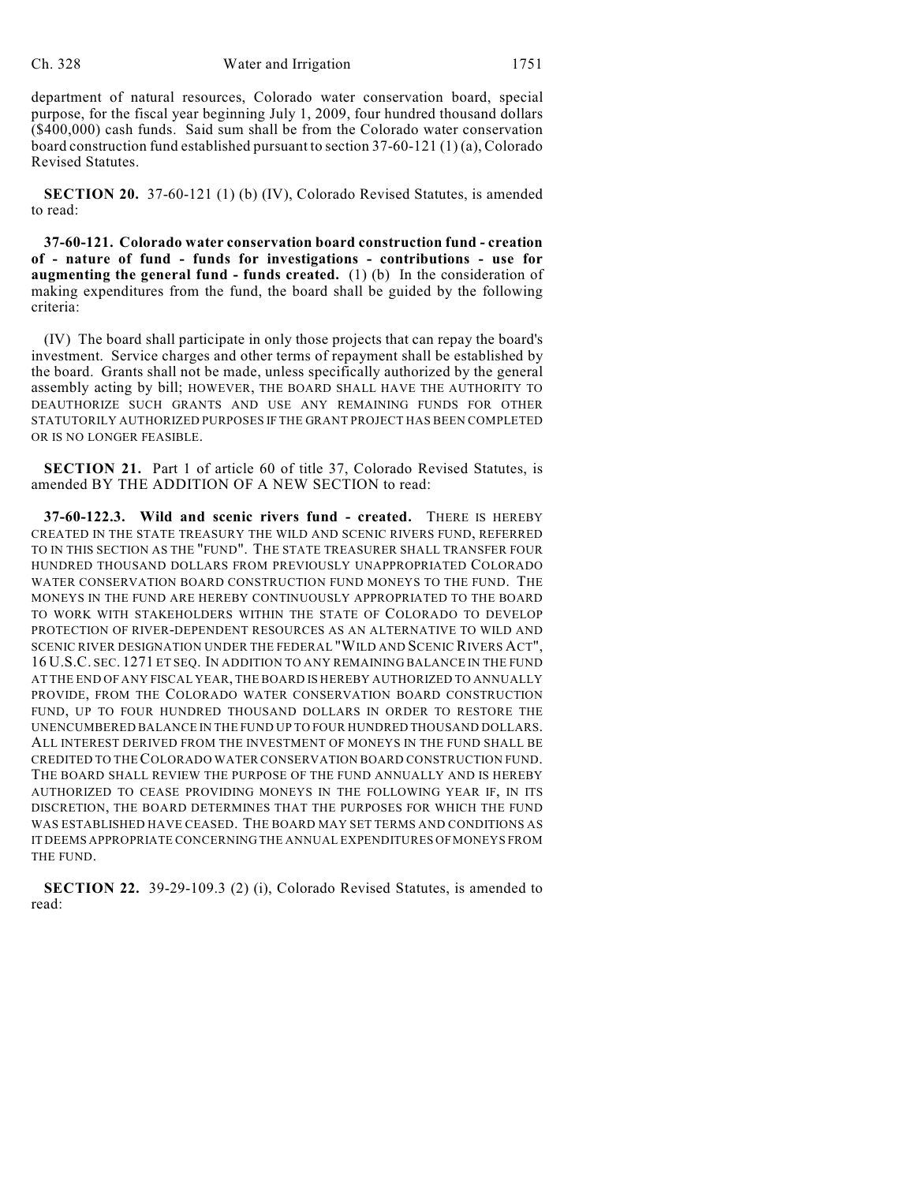department of natural resources, Colorado water conservation board, special purpose, for the fiscal year beginning July 1, 2009, four hundred thousand dollars ($400,000) cash funds. Said sum shall be from the Colorado water conservation board construction fund established pursuant to section 37-60-121 (1) (a), Colorado Revised Statutes.

**SECTION 20.** 37-60-121 (1) (b) (IV), Colorado Revised Statutes, is amended to read:

**37-60-121. Colorado water conservation board construction fund - creation of - nature of fund - funds for investigations - contributions - use for augmenting the general fund - funds created.** (1) (b) In the consideration of making expenditures from the fund, the board shall be guided by the following criteria:

(IV) The board shall participate in only those projects that can repay the board's investment. Service charges and other terms of repayment shall be established by the board. Grants shall not be made, unless specifically authorized by the general assembly acting by bill; HOWEVER, THE BOARD SHALL HAVE THE AUTHORITY TO DEAUTHORIZE SUCH GRANTS AND USE ANY REMAINING FUNDS FOR OTHER STATUTORILY AUTHORIZED PURPOSES IF THE GRANT PROJECT HAS BEEN COMPLETED OR IS NO LONGER FEASIBLE.

**SECTION 21.** Part 1 of article 60 of title 37, Colorado Revised Statutes, is amended BY THE ADDITION OF A NEW SECTION to read:

**37-60-122.3. Wild and scenic rivers fund - created.** THERE IS HEREBY CREATED IN THE STATE TREASURY THE WILD AND SCENIC RIVERS FUND, REFERRED TO IN THIS SECTION AS THE "FUND". THE STATE TREASURER SHALL TRANSFER FOUR HUNDRED THOUSAND DOLLARS FROM PREVIOUSLY UNAPPROPRIATED COLORADO WATER CONSERVATION BOARD CONSTRUCTION FUND MONEYS TO THE FUND. THE MONEYS IN THE FUND ARE HEREBY CONTINUOUSLY APPROPRIATED TO THE BOARD TO WORK WITH STAKEHOLDERS WITHIN THE STATE OF COLORADO TO DEVELOP PROTECTION OF RIVER-DEPENDENT RESOURCES AS AN ALTERNATIVE TO WILD AND SCENIC RIVER DESIGNATION UNDER THE FEDERAL "WILD AND SCENIC RIVERS ACT", 16 U.S.C. SEC. 1271 ET SEQ. IN ADDITION TO ANY REMAINING BALANCE IN THE FUND AT THE END OF ANY FISCAL YEAR, THE BOARD IS HEREBY AUTHORIZED TO ANNUALLY PROVIDE, FROM THE COLORADO WATER CONSERVATION BOARD CONSTRUCTION FUND, UP TO FOUR HUNDRED THOUSAND DOLLARS IN ORDER TO RESTORE THE UNENCUMBERED BALANCE IN THE FUND UP TO FOUR HUNDRED THOUSAND DOLLARS. ALL INTEREST DERIVED FROM THE INVESTMENT OF MONEYS IN THE FUND SHALL BE CREDITED TO THE COLORADO WATER CONSERVATION BOARD CONSTRUCTION FUND. THE BOARD SHALL REVIEW THE PURPOSE OF THE FUND ANNUALLY AND IS HEREBY AUTHORIZED TO CEASE PROVIDING MONEYS IN THE FOLLOWING YEAR IF, IN ITS DISCRETION, THE BOARD DETERMINES THAT THE PURPOSES FOR WHICH THE FUND WAS ESTABLISHED HAVE CEASED. THE BOARD MAY SET TERMS AND CONDITIONS AS IT DEEMS APPROPRIATE CONCERNING THE ANNUAL EXPENDITURES OF MONEYS FROM THE FUND.

**SECTION 22.** 39-29-109.3 (2) (i), Colorado Revised Statutes, is amended to read: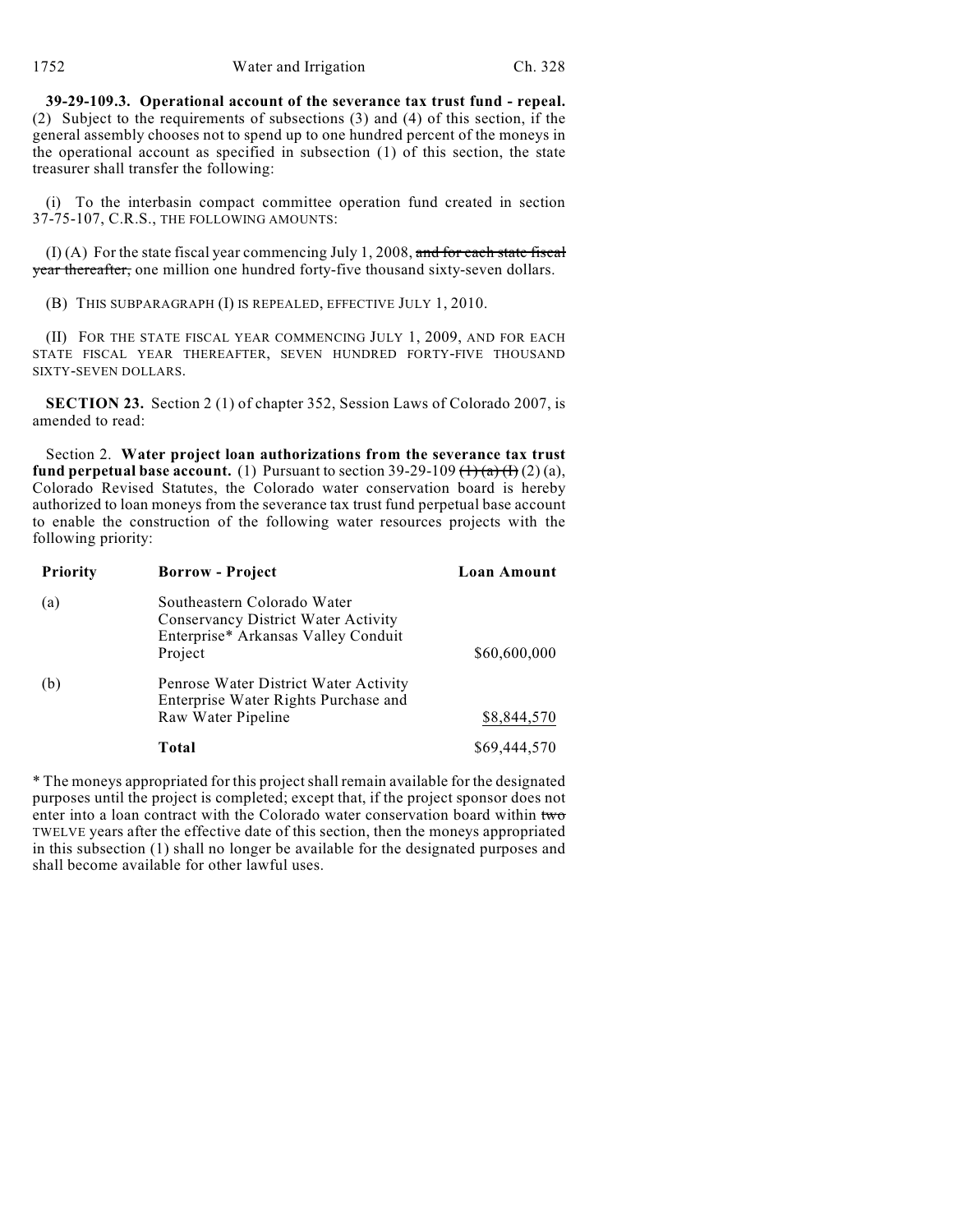**39-29-109.3. Operational account of the severance tax trust fund - repeal.** (2) Subject to the requirements of subsections (3) and (4) of this section, if the general assembly chooses not to spend up to one hundred percent of the moneys in the operational account as specified in subsection (1) of this section, the state treasurer shall transfer the following:

(i) To the interbasin compact committee operation fund created in section 37-75-107, C.R.S., THE FOLLOWING AMOUNTS:

(I) (A) For the state fiscal year commencing July 1, 2008, ~~and for each state fiscal year thereafter,~~ one million one hundred forty-five thousand sixty-seven dollars.

(B) THIS SUBPARAGRAPH (I) IS REPEALED, EFFECTIVE JULY 1, 2010.

(II) FOR THE STATE FISCAL YEAR COMMENCING JULY 1, 2009, AND FOR EACH STATE FISCAL YEAR THEREAFTER, SEVEN HUNDRED FORTY-FIVE THOUSAND SIXTY-SEVEN DOLLARS.

**SECTION 23.** Section 2 (1) of chapter 352, Session Laws of Colorado 2007, is amended to read:

Section 2. **Water project loan authorizations from the severance tax trust fund perpetual base account.** (1) Pursuant to section 39-29-109 ~~(1) (a) (I)~~ (2) (a), Colorado Revised Statutes, the Colorado water conservation board is hereby authorized to loan moneys from the severance tax trust fund perpetual base account to enable the construction of the following water resources projects with the following priority:

| Priority | Borrow - Project | Loan Amount |
|---|---|---|
| (a) | Southeastern Colorado Water Conservancy District Water Activity Enterprise* Arkansas Valley Conduit Project | $60,600,000 |
| (b) | Penrose Water District Water Activity Enterprise Water Rights Purchase and Raw Water Pipeline | $8,844,570 |
| | **Total** | $69,444,570 |

* The moneys appropriated for this project shall remain available for the designated purposes until the project is completed; except that, if the project sponsor does not enter into a loan contract with the Colorado water conservation board within ~~two~~ TWELVE years after the effective date of this section, then the moneys appropriated in this subsection (1) shall no longer be available for the designated purposes and shall become available for other lawful uses.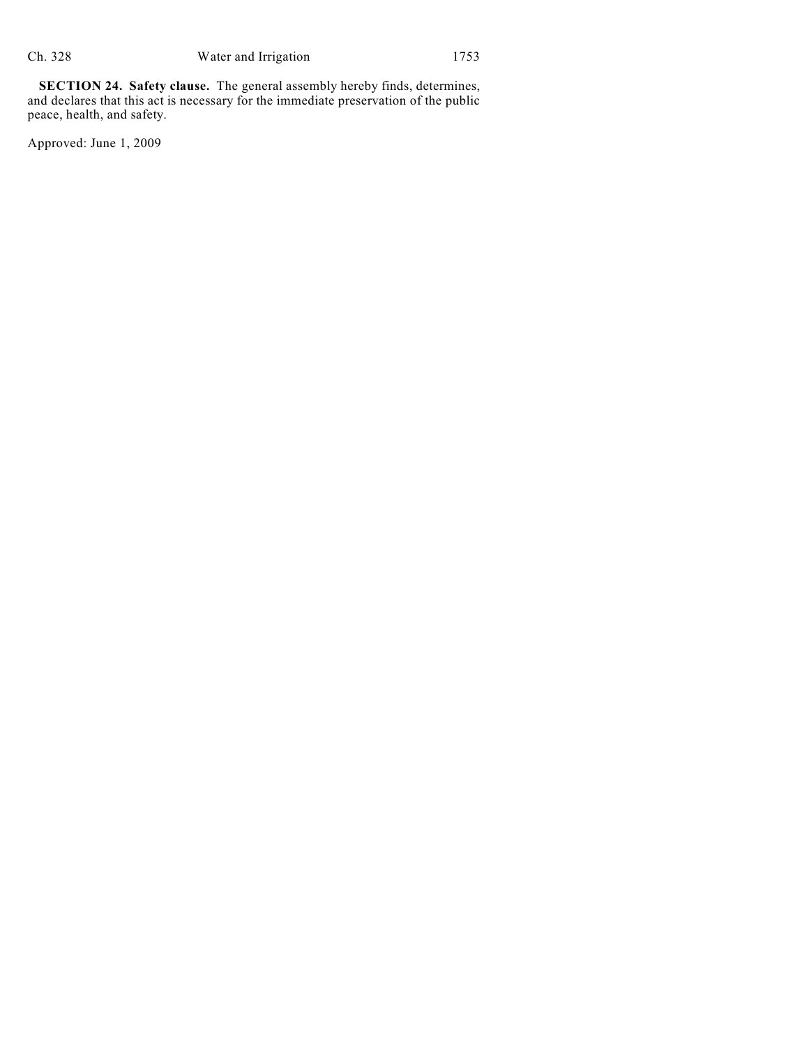**SECTION 24. Safety clause.** The general assembly hereby finds, determines, and declares that this act is necessary for the immediate preservation of the public peace, health, and safety.

Approved: June 1, 2009